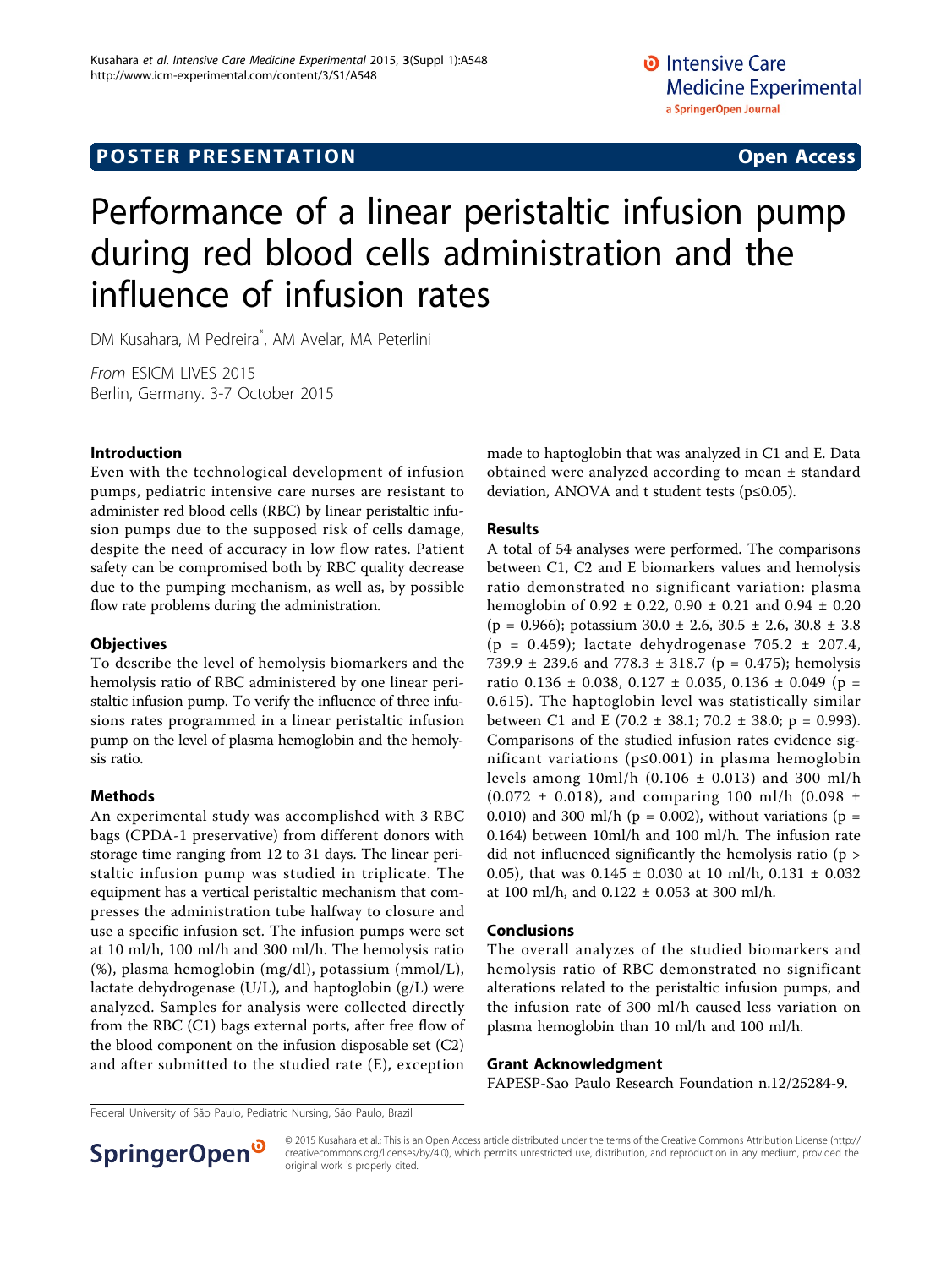POSTER PRESENTATION **Open Access**

# Performance of a linear peristaltic infusion pump during red blood cells administration and the influence of infusion rates

DM Kusahara, M Pedreira*, AM Avelar, MA Peterlini

*From* ESICM LIVES 2015
Berlin, Germany. 3-7 October 2015

## Introduction

Even with the technological development of infusion pumps, pediatric intensive care nurses are resistant to administer red blood cells (RBC) by linear peristaltic infusion pumps due to the supposed risk of cells damage, despite the need of accuracy in low flow rates. Patient safety can be compromised both by RBC quality decrease due to the pumping mechanism, as well as, by possible flow rate problems during the administration.

## Objectives

To describe the level of hemolysis biomarkers and the hemolysis ratio of RBC administered by one linear peristaltic infusion pump. To verify the influence of three infusions rates programmed in a linear peristaltic infusion pump on the level of plasma hemoglobin and the hemolysis ratio.

## Methods

An experimental study was accomplished with 3 RBC bags (CPDA-1 preservative) from different donors with storage time ranging from 12 to 31 days. The linear peristaltic infusion pump was studied in triplicate. The equipment has a vertical peristaltic mechanism that compresses the administration tube halfway to closure and use a specific infusion set. The infusion pumps were set at 10 ml/h, 100 ml/h and 300 ml/h. The hemolysis ratio (%), plasma hemoglobin (mg/dl), potassium (mmol/L), lactate dehydrogenase (U/L), and haptoglobin (g/L) were analyzed. Samples for analysis were collected directly from the RBC (C1) bags external ports, after free flow of the blood component on the infusion disposable set (C2) and after submitted to the studied rate (E), exception made to haptoglobin that was analyzed in C1 and E. Data obtained were analyzed according to mean ± standard deviation, ANOVA and t student tests ($p \leq 0.05$).

## Results

A total of 54 analyses were performed. The comparisons between C1, C2 and E biomarkers values and hemolysis ratio demonstrated no significant variation: plasma hemoglobin of 0.92 ± 0.22, 0.90 ± 0.21 and 0.94 ± 0.20 ($p = 0.966$); potassium 30.0 ± 2.6, 30.5 ± 2.6, 30.8 ± 3.8 ($p = 0.459$); lactate dehydrogenase 705.2 ± 207.4, 739.9 ± 239.6 and 778.3 ± 318.7 ($p = 0.475$); hemolysis ratio 0.136 ± 0.038, 0.127 ± 0.035, 0.136 ± 0.049 ($p = 0.615$). The haptoglobin level was statistically similar between C1 and E (70.2 ± 38.1; 70.2 ± 38.0; $p = 0.993$). Comparisons of the studied infusion rates evidence significant variations ($p \leq 0.001$) in plasma hemoglobin levels among 10ml/h (0.106 ± 0.013) and 300 ml/h (0.072 ± 0.018), and comparing 100 ml/h (0.098 ± 0.010) and 300 ml/h ($p = 0.002$), without variations ($p = 0.164$) between 10ml/h and 100 ml/h. The infusion rate did not influenced significantly the hemolysis ratio ($p > 0.05$), that was 0.145 ± 0.030 at 10 ml/h, 0.131 ± 0.032 at 100 ml/h, and 0.122 ± 0.053 at 300 ml/h.

## Conclusions

The overall analyzes of the studied biomarkers and hemolysis ratio of RBC demonstrated no significant alterations related to the peristaltic infusion pumps, and the infusion rate of 300 ml/h caused less variation on plasma hemoglobin than 10 ml/h and 100 ml/h.

## Grant Acknowledgment

FAPESP-Sao Paulo Research Foundation n.12/25284-9.

Federal University of São Paulo, Pediatric Nursing, São Paulo, Brazil

© 2015 Kusahara et al.; This is an Open Access article distributed under the terms of the Creative Commons Attribution License (http://creativecommons.org/licenses/by/4.0), which permits unrestricted use, distribution, and reproduction in any medium, provided the original work is properly cited.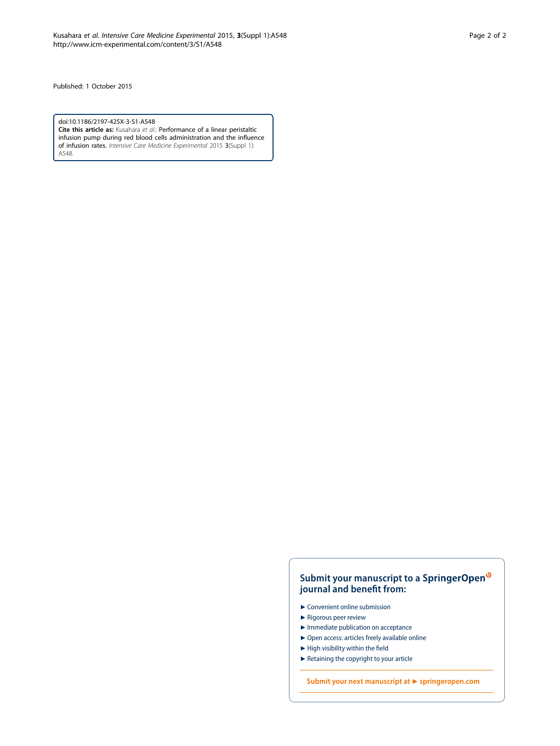Published: 1 October 2015

doi:10.1186/2197-425X-3-S1-A548

**Cite this article as:** Kusahara *et al.*: Performance of a linear peristaltic infusion pump during red blood cells administration and the influence of infusion rates. *Intensive Care Medicine Experimental* 2015 **3**(Suppl 1): A548.

**Submit your manuscript to a SpringerOpen journal and benefit from:**

- ► Convenient online submission
- ► Rigorous peer review
- ► Immediate publication on acceptance
- ► Open access: articles freely available online
- ► High visibility within the field
- ► Retaining the copyright to your article

**Submit your next manuscript at ► springeropen.com**